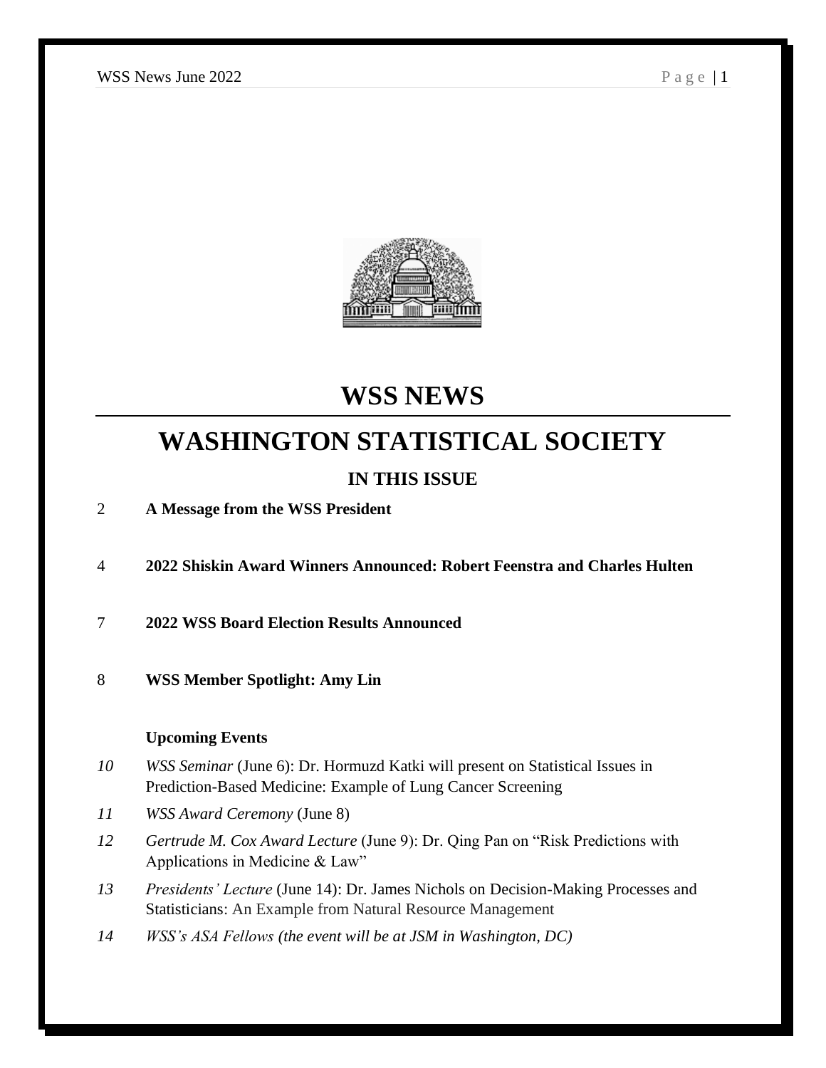# WSS NEWS

# WASHINGTON STATISTICAL SOCIETY

## IN THIS ISSUE

2 **A Message from the WSS President**

4 **2022 Shiskin Award Winners Announced: Robert Feenstra and Charles Hulten**

7 **2022 WSS Board Election Results Announced**

8 **WSS Member Spotlight: Amy Lin**

**Upcoming Events**

*10* *WSS Seminar* (June 6): Dr. Hormuzd Katki will present on Statistical Issues in Prediction-Based Medicine: Example of Lung Cancer Screening

*11* *WSS Award Ceremony* (June 8)

*12* *Gertrude M. Cox Award Lecture* (June 9): Dr. Qing Pan on "Risk Predictions with Applications in Medicine & Law"

*13* *Presidents' Lecture* (June 14): Dr. James Nichols on Decision-Making Processes and Statisticians: An Example from Natural Resource Management

*14* *WSS's ASA Fellows (the event will be at JSM in Washington, DC)*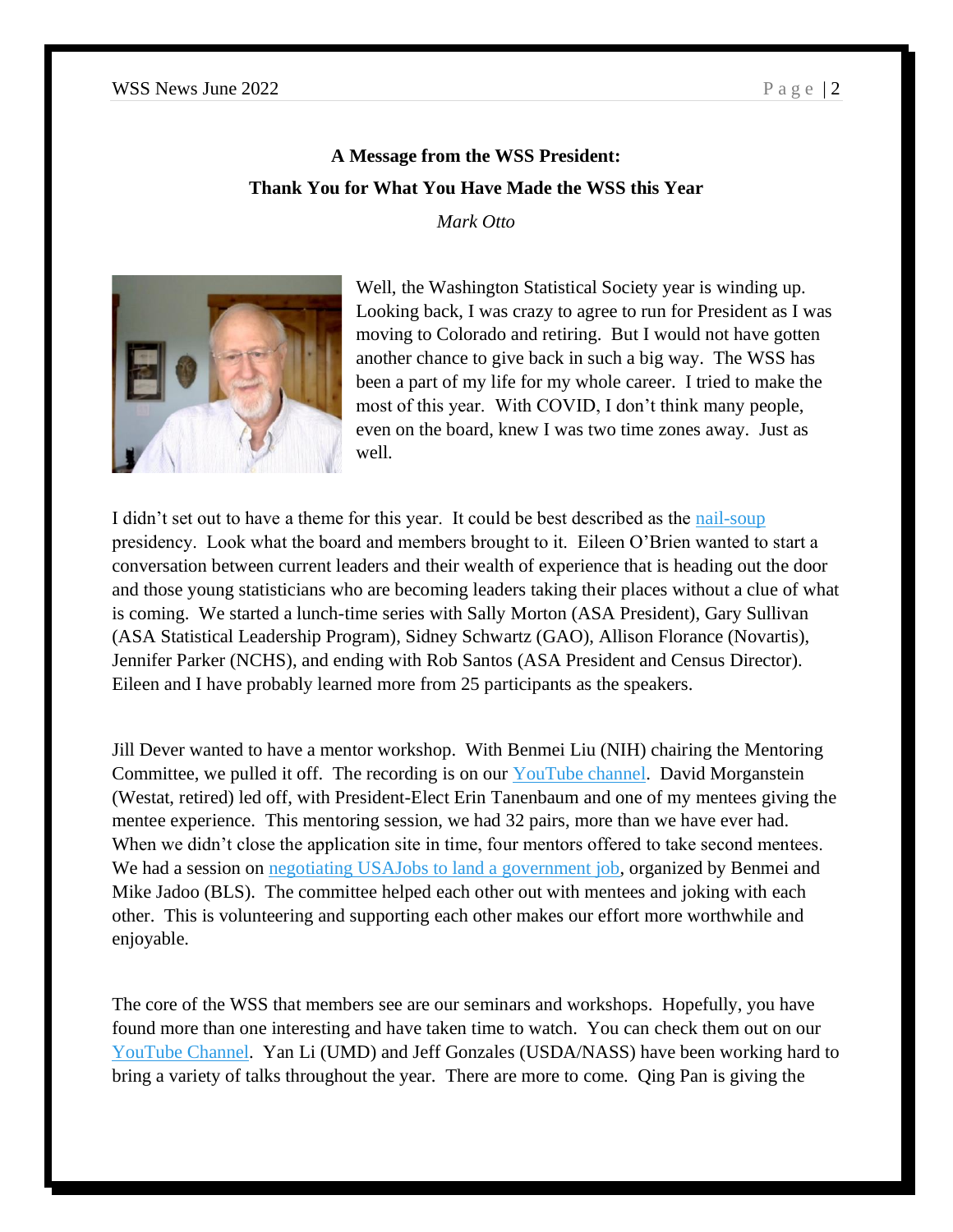**A Message from the WSS President:**

**Thank You for What You Have Made the WSS this Year**

*Mark Otto*

Well, the Washington Statistical Society year is winding up. Looking back, I was crazy to agree to run for President as I was moving to Colorado and retiring. But I would not have gotten another chance to give back in such a big way. The WSS has been a part of my life for my whole career. I tried to make the most of this year. With COVID, I don't think many people, even on the board, knew I was two time zones away. Just as well.

I didn't set out to have a theme for this year. It could be best described as the nail-soup presidency. Look what the board and members brought to it. Eileen O'Brien wanted to start a conversation between current leaders and their wealth of experience that is heading out the door and those young statisticians who are becoming leaders taking their places without a clue of what is coming. We started a lunch-time series with Sally Morton (ASA President), Gary Sullivan (ASA Statistical Leadership Program), Sidney Schwartz (GAO), Allison Florance (Novartis), Jennifer Parker (NCHS), and ending with Rob Santos (ASA President and Census Director). Eileen and I have probably learned more from 25 participants as the speakers.

Jill Dever wanted to have a mentor workshop. With Benmei Liu (NIH) chairing the Mentoring Committee, we pulled it off. The recording is on our YouTube channel. David Morganstein (Westat, retired) led off, with President-Elect Erin Tanenbaum and one of my mentees giving the mentee experience. This mentoring session, we had 32 pairs, more than we have ever had. When we didn't close the application site in time, four mentors offered to take second mentees. We had a session on negotiating USAJobs to land a government job, organized by Benmei and Mike Jadoo (BLS). The committee helped each other out with mentees and joking with each other. This is volunteering and supporting each other makes our effort more worthwhile and enjoyable.

The core of the WSS that members see are our seminars and workshops. Hopefully, you have found more than one interesting and have taken time to watch. You can check them out on our YouTube Channel. Yan Li (UMD) and Jeff Gonzales (USDA/NASS) have been working hard to bring a variety of talks throughout the year. There are more to come. Qing Pan is giving the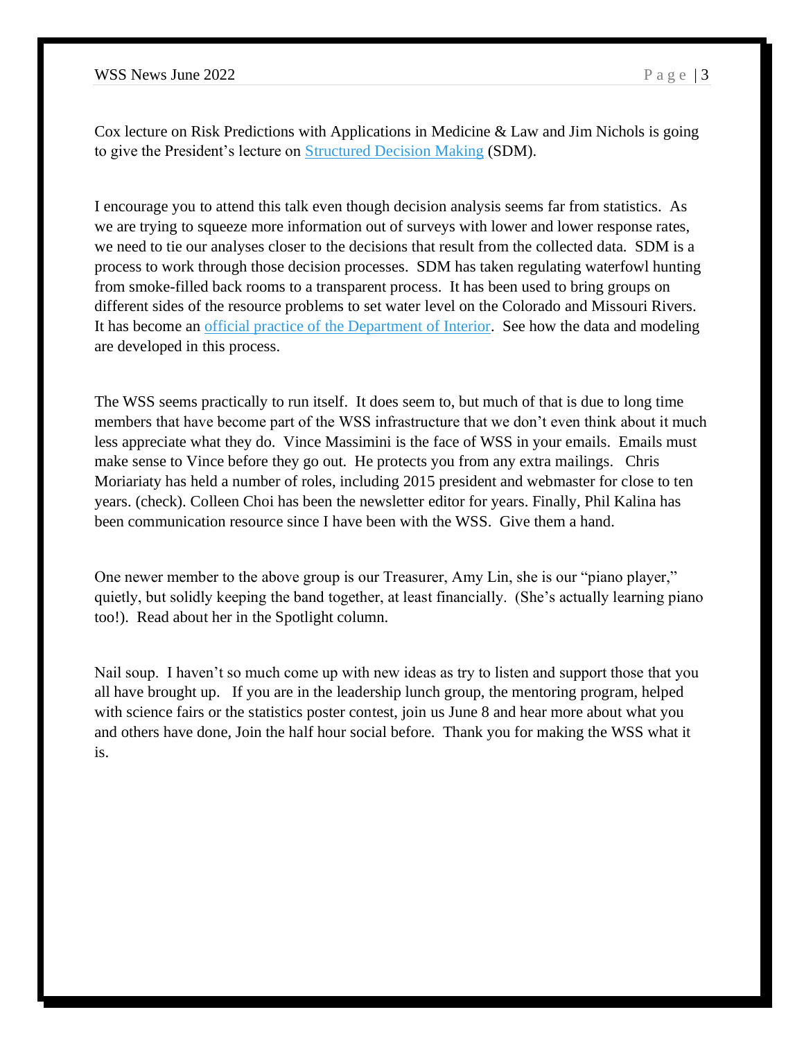Cox lecture on Risk Predictions with Applications in Medicine & Law and Jim Nichols is going to give the President's lecture on Structured Decision Making (SDM).

I encourage you to attend this talk even though decision analysis seems far from statistics. As we are trying to squeeze more information out of surveys with lower and lower response rates, we need to tie our analyses closer to the decisions that result from the collected data. SDM is a process to work through those decision processes. SDM has taken regulating waterfowl hunting from smoke-filled back rooms to a transparent process. It has been used to bring groups on different sides of the resource problems to set water level on the Colorado and Missouri Rivers. It has become an official practice of the Department of Interior. See how the data and modeling are developed in this process.

The WSS seems practically to run itself. It does seem to, but much of that is due to long time members that have become part of the WSS infrastructure that we don't even think about it much less appreciate what they do. Vince Massimini is the face of WSS in your emails. Emails must make sense to Vince before they go out. He protects you from any extra mailings. Chris Moriariaty has held a number of roles, including 2015 president and webmaster for close to ten years. (check). Colleen Choi has been the newsletter editor for years. Finally, Phil Kalina has been communication resource since I have been with the WSS. Give them a hand.

One newer member to the above group is our Treasurer, Amy Lin, she is our "piano player," quietly, but solidly keeping the band together, at least financially. (She's actually learning piano too!). Read about her in the Spotlight column.

Nail soup. I haven't so much come up with new ideas as try to listen and support those that you all have brought up. If you are in the leadership lunch group, the mentoring program, helped with science fairs or the statistics poster contest, join us June 8 and hear more about what you and others have done, Join the half hour social before. Thank you for making the WSS what it is.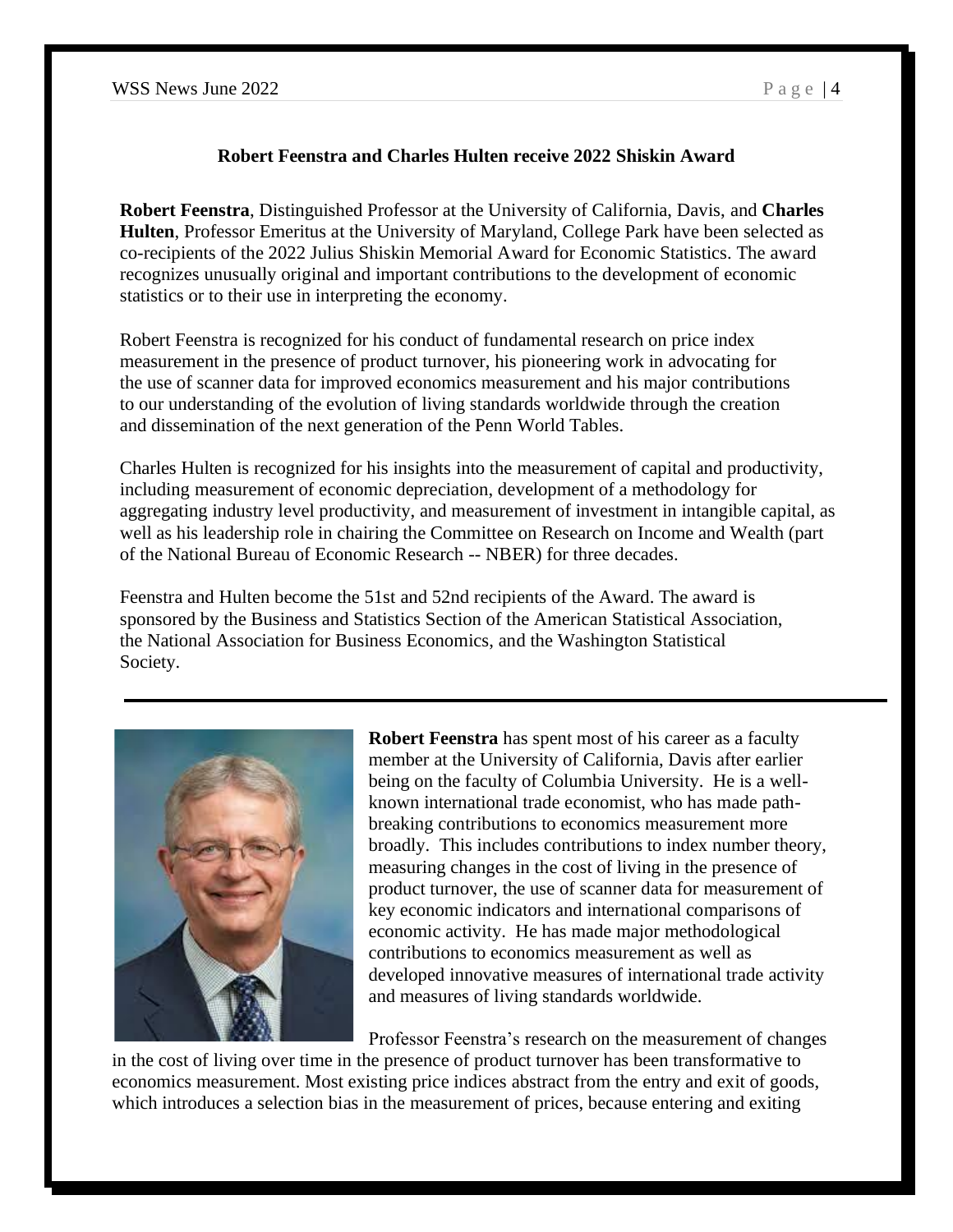## Robert Feenstra and Charles Hulten receive 2022 Shiskin Award

**Robert Feenstra**, Distinguished Professor at the University of California, Davis, and **Charles Hulten**, Professor Emeritus at the University of Maryland, College Park have been selected as co-recipients of the 2022 Julius Shiskin Memorial Award for Economic Statistics. The award recognizes unusually original and important contributions to the development of economic statistics or to their use in interpreting the economy.

Robert Feenstra is recognized for his conduct of fundamental research on price index measurement in the presence of product turnover, his pioneering work in advocating for the use of scanner data for improved economics measurement and his major contributions to our understanding of the evolution of living standards worldwide through the creation and dissemination of the next generation of the Penn World Tables.

Charles Hulten is recognized for his insights into the measurement of capital and productivity, including measurement of economic depreciation, development of a methodology for aggregating industry level productivity, and measurement of investment in intangible capital, as well as his leadership role in chairing the Committee on Research on Income and Wealth (part of the National Bureau of Economic Research -- NBER) for three decades.

Feenstra and Hulten become the 51st and 52nd recipients of the Award. The award is sponsored by the Business and Statistics Section of the American Statistical Association, the National Association for Business Economics, and the Washington Statistical Society.

---

**Robert Feenstra** has spent most of his career as a faculty member at the University of California, Davis after earlier being on the faculty of Columbia University. He is a well-known international trade economist, who has made path-breaking contributions to economics measurement more broadly. This includes contributions to index number theory, measuring changes in the cost of living in the presence of product turnover, the use of scanner data for measurement of key economic indicators and international comparisons of economic activity. He has made major methodological contributions to economics measurement as well as developed innovative measures of international trade activity and measures of living standards worldwide.

Professor Feenstra's research on the measurement of changes in the cost of living over time in the presence of product turnover has been transformative to economics measurement. Most existing price indices abstract from the entry and exit of goods, which introduces a selection bias in the measurement of prices, because entering and exiting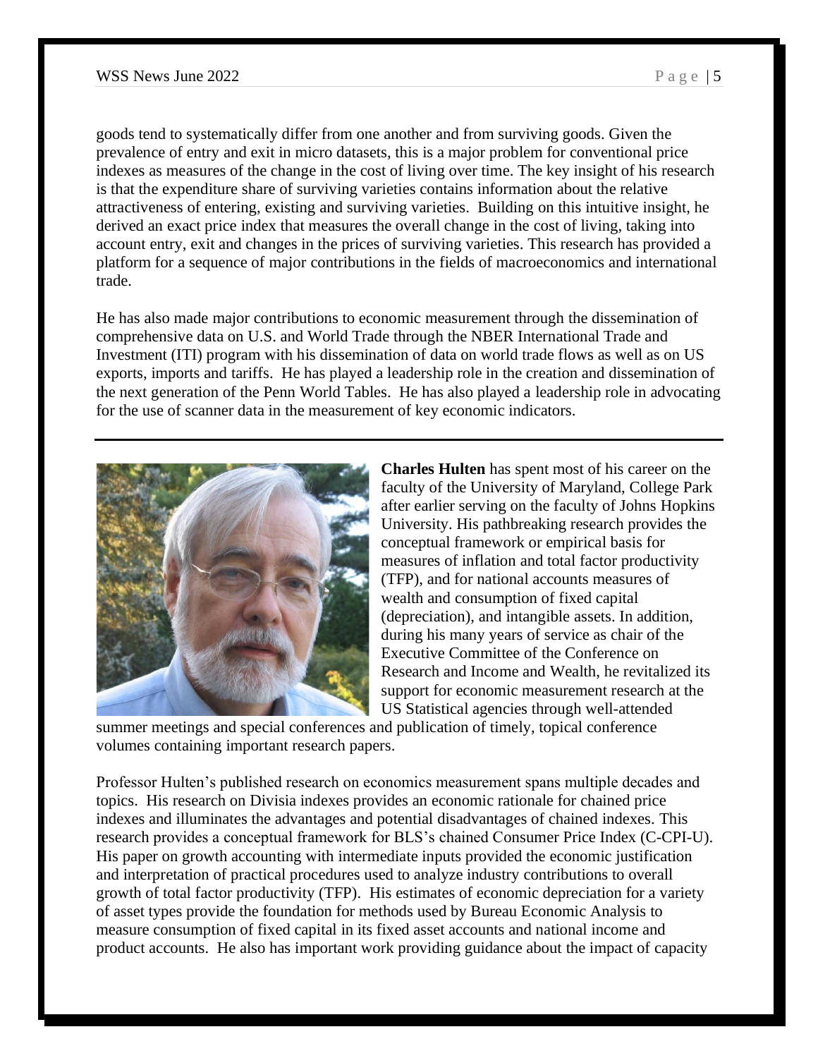goods tend to systematically differ from one another and from surviving goods. Given the prevalence of entry and exit in micro datasets, this is a major problem for conventional price indexes as measures of the change in the cost of living over time. The key insight of his research is that the expenditure share of surviving varieties contains information about the relative attractiveness of entering, existing and surviving varieties. Building on this intuitive insight, he derived an exact price index that measures the overall change in the cost of living, taking into account entry, exit and changes in the prices of surviving varieties. This research has provided a platform for a sequence of major contributions in the fields of macroeconomics and international trade.

He has also made major contributions to economic measurement through the dissemination of comprehensive data on U.S. and World Trade through the NBER International Trade and Investment (ITI) program with his dissemination of data on world trade flows as well as on US exports, imports and tariffs. He has played a leadership role in the creation and dissemination of the next generation of the Penn World Tables. He has also played a leadership role in advocating for the use of scanner data in the measurement of key economic indicators.

---

**Charles Hulten** has spent most of his career on the faculty of the University of Maryland, College Park after earlier serving on the faculty of Johns Hopkins University. His pathbreaking research provides the conceptual framework or empirical basis for measures of inflation and total factor productivity (TFP), and for national accounts measures of wealth and consumption of fixed capital (depreciation), and intangible assets. In addition, during his many years of service as chair of the Executive Committee of the Conference on Research and Income and Wealth, he revitalized its support for economic measurement research at the US Statistical agencies through well-attended summer meetings and special conferences and publication of timely, topical conference volumes containing important research papers.

Professor Hulten's published research on economics measurement spans multiple decades and topics. His research on Divisia indexes provides an economic rationale for chained price indexes and illuminates the advantages and potential disadvantages of chained indexes. This research provides a conceptual framework for BLS's chained Consumer Price Index (C-CPI-U). His paper on growth accounting with intermediate inputs provided the economic justification and interpretation of practical procedures used to analyze industry contributions to overall growth of total factor productivity (TFP). His estimates of economic depreciation for a variety of asset types provide the foundation for methods used by Bureau Economic Analysis to measure consumption of fixed capital in its fixed asset accounts and national income and product accounts. He also has important work providing guidance about the impact of capacity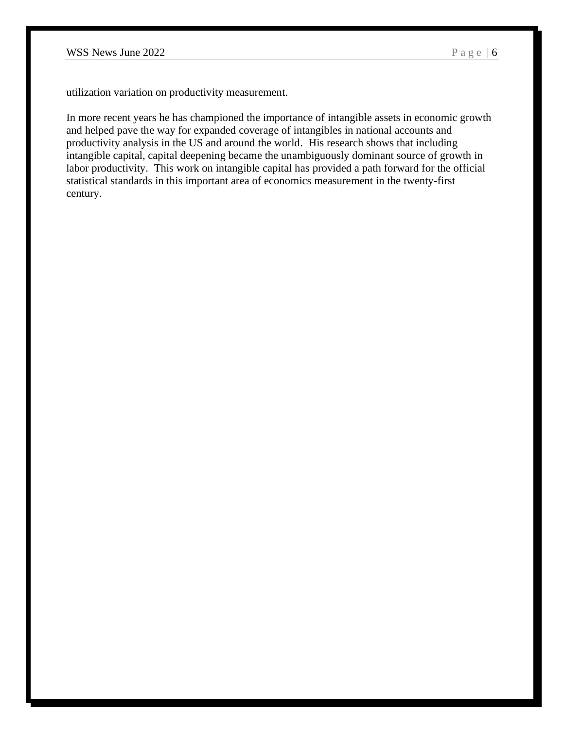utilization variation on productivity measurement.

In more recent years he has championed the importance of intangible assets in economic growth and helped pave the way for expanded coverage of intangibles in national accounts and productivity analysis in the US and around the world. His research shows that including intangible capital, capital deepening became the unambiguously dominant source of growth in labor productivity. This work on intangible capital has provided a path forward for the official statistical standards in this important area of economics measurement in the twenty-first century.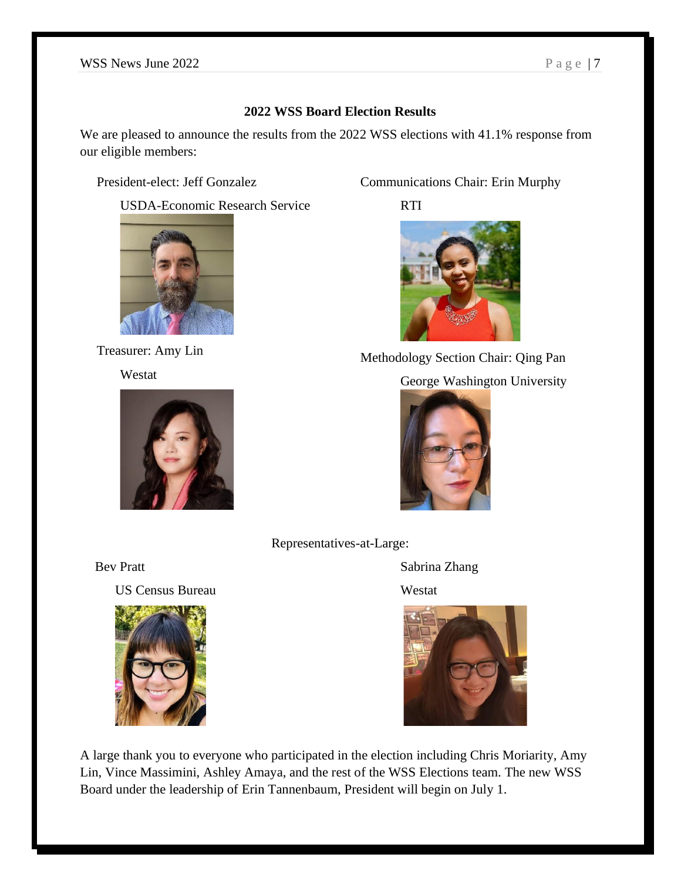## 2022 WSS Board Election Results

We are pleased to announce the results from the 2022 WSS elections with 41.1% response from our eligible members:

President-elect: Jeff Gonzalez

USDA-Economic Research Service

Communications Chair: Erin Murphy

RTI

Treasurer: Amy Lin

Westat

Methodology Section Chair: Qing Pan

George Washington University

Representatives-at-Large:

Bev Pratt

US Census Bureau

Sabrina Zhang

Westat

A large thank you to everyone who participated in the election including Chris Moriarity, Amy Lin, Vince Massimini, Ashley Amaya, and the rest of the WSS Elections team. The new WSS Board under the leadership of Erin Tannenbaum, President will begin on July 1.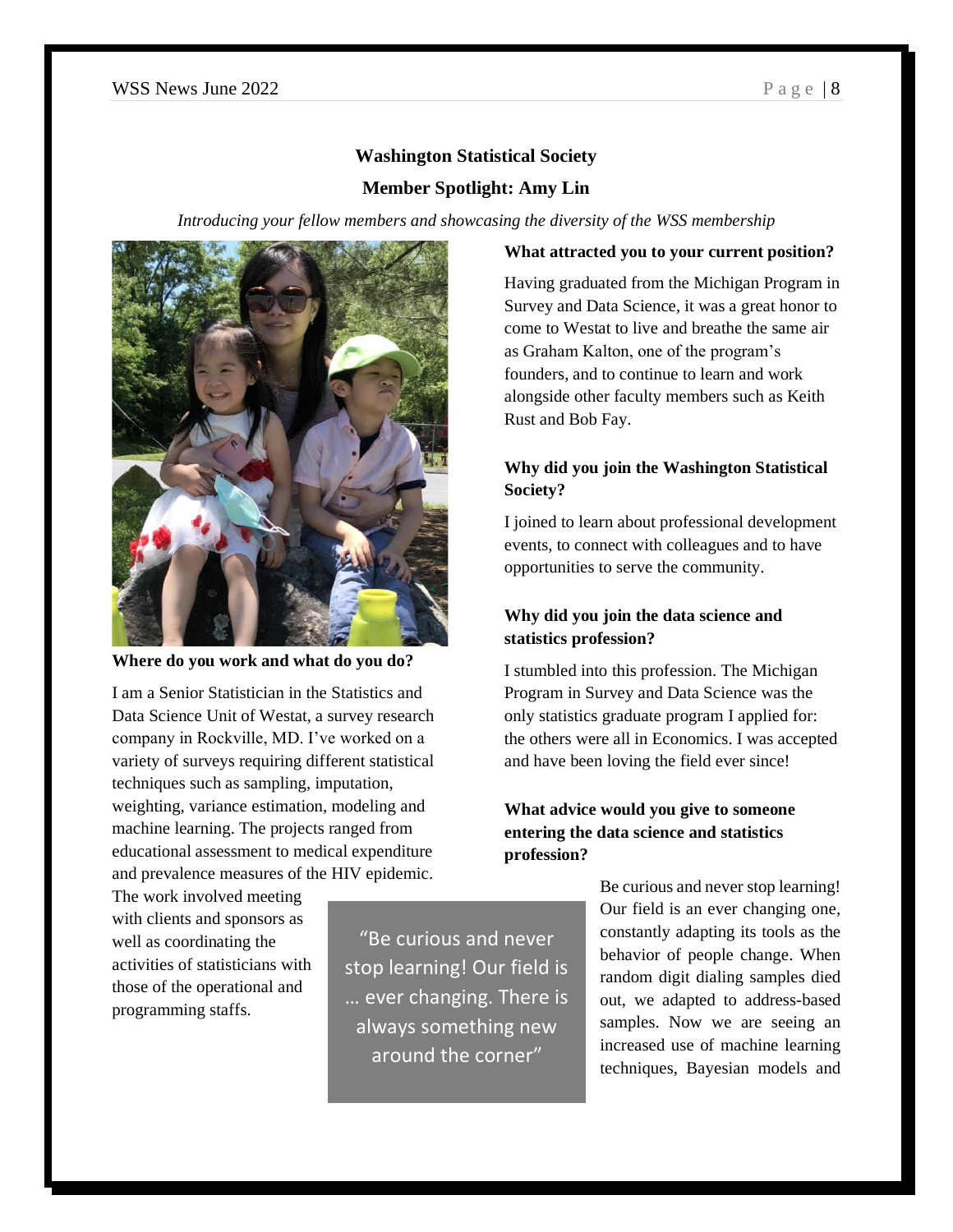**Washington Statistical Society**

**Member Spotlight: Amy Lin**

*Introducing your fellow members and showcasing the diversity of the WSS membership*

**Where do you work and what do you do?**

I am a Senior Statistician in the Statistics and Data Science Unit of Westat, a survey research company in Rockville, MD. I've worked on a variety of surveys requiring different statistical techniques such as sampling, imputation, weighting, variance estimation, modeling and machine learning. The projects ranged from educational assessment to medical expenditure and prevalence measures of the HIV epidemic. The work involved meeting with clients and sponsors as well as coordinating the activities of statisticians with those of the operational and programming staffs.

**What attracted you to your current position?**

Having graduated from the Michigan Program in Survey and Data Science, it was a great honor to come to Westat to live and breathe the same air as Graham Kalton, one of the program's founders, and to continue to learn and work alongside other faculty members such as Keith Rust and Bob Fay.

**Why did you join the Washington Statistical Society?**

I joined to learn about professional development events, to connect with colleagues and to have opportunities to serve the community.

**Why did you join the data science and statistics profession?**

I stumbled into this profession. The Michigan Program in Survey and Data Science was the only statistics graduate program I applied for: the others were all in Economics. I was accepted and have been loving the field ever since!

**What advice would you give to someone entering the data science and statistics profession?**

> "Be curious and never stop learning! Our field is … ever changing. There is always something new around the corner"

Be curious and never stop learning! Our field is an ever changing one, constantly adapting its tools as the behavior of people change. When random digit dialing samples died out, we adapted to address-based samples. Now we are seeing an increased use of machine learning techniques, Bayesian models and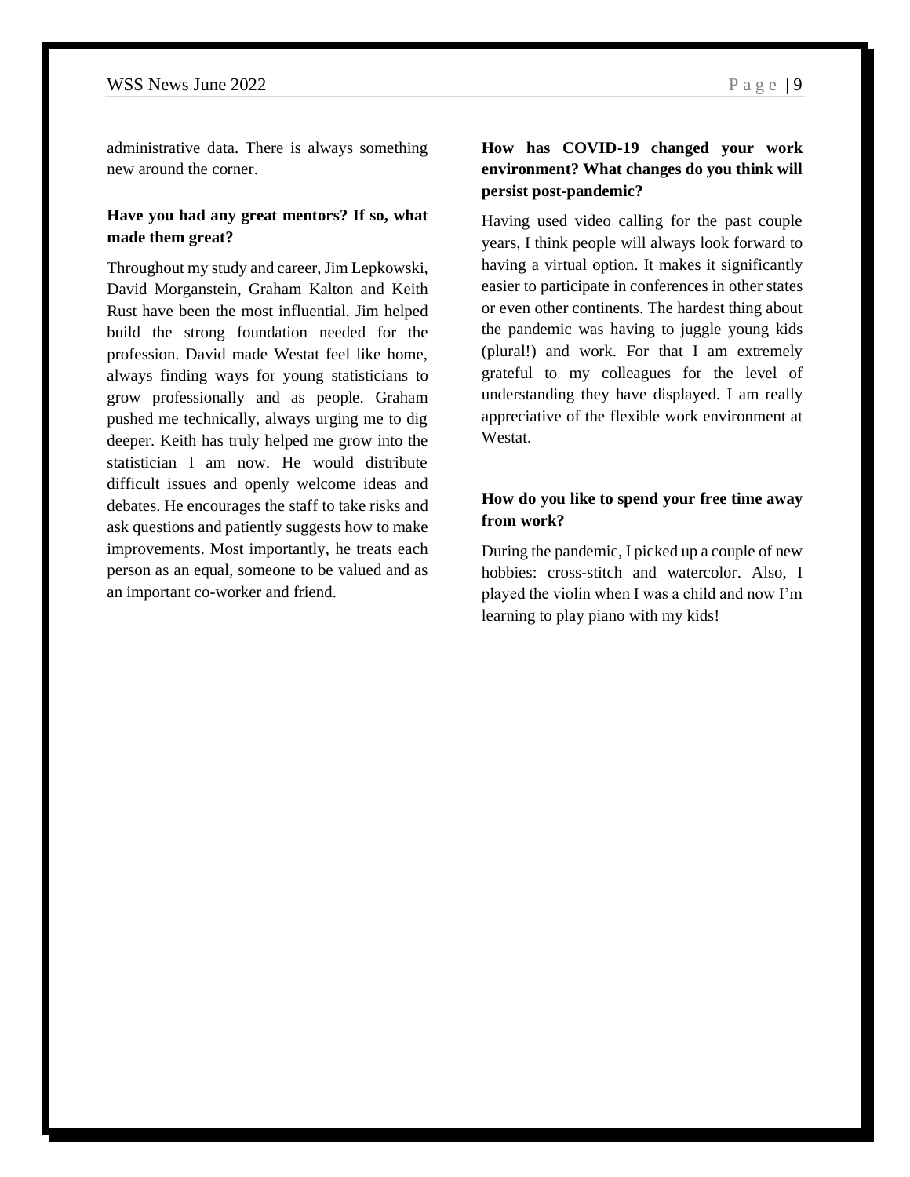administrative data. There is always something new around the corner.

**Have you had any great mentors? If so, what made them great?**

Throughout my study and career, Jim Lepkowski, David Morganstein, Graham Kalton and Keith Rust have been the most influential. Jim helped build the strong foundation needed for the profession. David made Westat feel like home, always finding ways for young statisticians to grow professionally and as people. Graham pushed me technically, always urging me to dig deeper. Keith has truly helped me grow into the statistician I am now. He would distribute difficult issues and openly welcome ideas and debates. He encourages the staff to take risks and ask questions and patiently suggests how to make improvements. Most importantly, he treats each person as an equal, someone to be valued and as an important co-worker and friend.

**How has COVID-19 changed your work environment? What changes do you think will persist post-pandemic?**

Having used video calling for the past couple years, I think people will always look forward to having a virtual option. It makes it significantly easier to participate in conferences in other states or even other continents. The hardest thing about the pandemic was having to juggle young kids (plural!) and work. For that I am extremely grateful to my colleagues for the level of understanding they have displayed. I am really appreciative of the flexible work environment at Westat.

**How do you like to spend your free time away from work?**

During the pandemic, I picked up a couple of new hobbies: cross-stitch and watercolor. Also, I played the violin when I was a child and now I'm learning to play piano with my kids!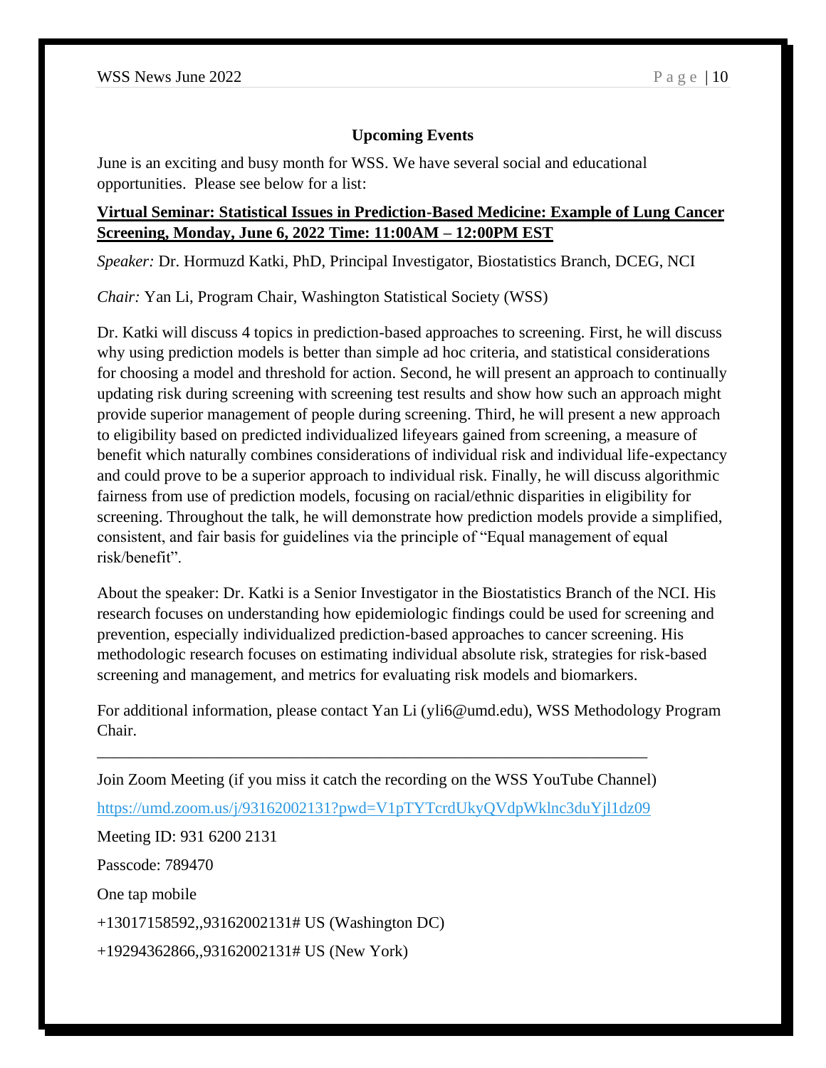## Upcoming Events

June is an exciting and busy month for WSS. We have several social and educational opportunities. Please see below for a list:

**Virtual Seminar: Statistical Issues in Prediction-Based Medicine: Example of Lung Cancer Screening, Monday, June 6, 2022 Time: 11:00AM – 12:00PM EST**

*Speaker:* Dr. Hormuzd Katki, PhD, Principal Investigator, Biostatistics Branch, DCEG, NCI

*Chair:* Yan Li, Program Chair, Washington Statistical Society (WSS)

Dr. Katki will discuss 4 topics in prediction-based approaches to screening. First, he will discuss why using prediction models is better than simple ad hoc criteria, and statistical considerations for choosing a model and threshold for action. Second, he will present an approach to continually updating risk during screening with screening test results and show how such an approach might provide superior management of people during screening. Third, he will present a new approach to eligibility based on predicted individualized lifeyears gained from screening, a measure of benefit which naturally combines considerations of individual risk and individual life-expectancy and could prove to be a superior approach to individual risk. Finally, he will discuss algorithmic fairness from use of prediction models, focusing on racial/ethnic disparities in eligibility for screening. Throughout the talk, he will demonstrate how prediction models provide a simplified, consistent, and fair basis for guidelines via the principle of "Equal management of equal risk/benefit".

About the speaker: Dr. Katki is a Senior Investigator in the Biostatistics Branch of the NCI. His research focuses on understanding how epidemiologic findings could be used for screening and prevention, especially individualized prediction-based approaches to cancer screening. His methodologic research focuses on estimating individual absolute risk, strategies for risk-based screening and management, and metrics for evaluating risk models and biomarkers.

For additional information, please contact Yan Li (yli6@umd.edu), WSS Methodology Program Chair.

---

Join Zoom Meeting (if you miss it catch the recording on the WSS YouTube Channel)

https://umd.zoom.us/j/93162002131?pwd=V1pTYTcrdUkyQVdpWklnc3duYjl1dz09

Meeting ID: 931 6200 2131

Passcode: 789470

One tap mobile

+13017158592,,93162002131# US (Washington DC)

+19294362866,,93162002131# US (New York)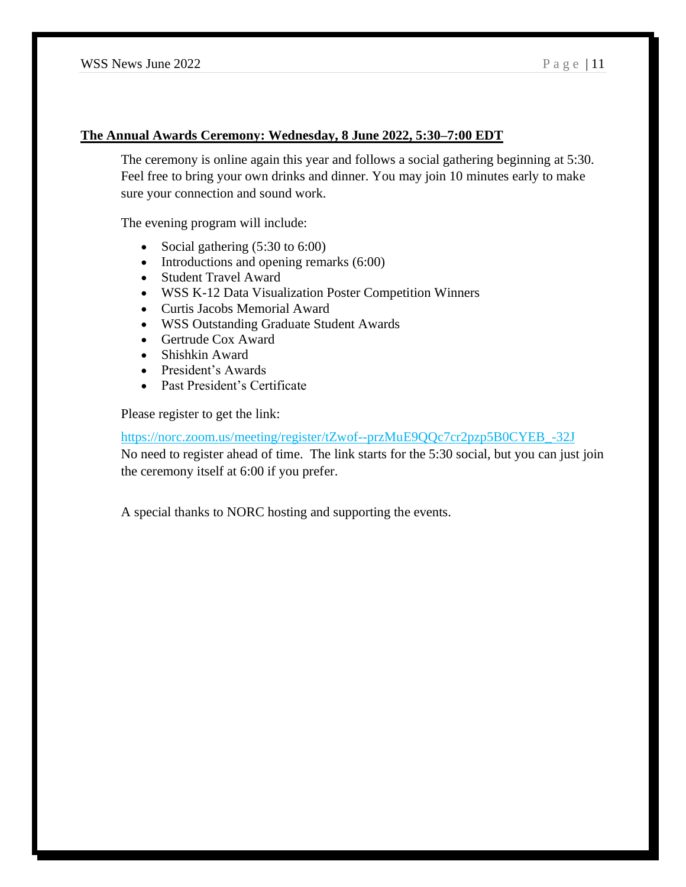**The Annual Awards Ceremony: Wednesday, 8 June 2022, 5:30–7:00 EDT**

The ceremony is online again this year and follows a social gathering beginning at 5:30. Feel free to bring your own drinks and dinner. You may join 10 minutes early to make sure your connection and sound work.

The evening program will include:

- Social gathering (5:30 to 6:00)
- Introductions and opening remarks (6:00)
- Student Travel Award
- WSS K-12 Data Visualization Poster Competition Winners
- Curtis Jacobs Memorial Award
- WSS Outstanding Graduate Student Awards
- Gertrude Cox Award
- Shishkin Award
- President's Awards
- Past President's Certificate

Please register to get the link:

https://norc.zoom.us/meeting/register/tZwof--przMuE9QQc7cr2pzp5B0CYEB_-32J
No need to register ahead of time. The link starts for the 5:30 social, but you can just join the ceremony itself at 6:00 if you prefer.

A special thanks to NORC hosting and supporting the events.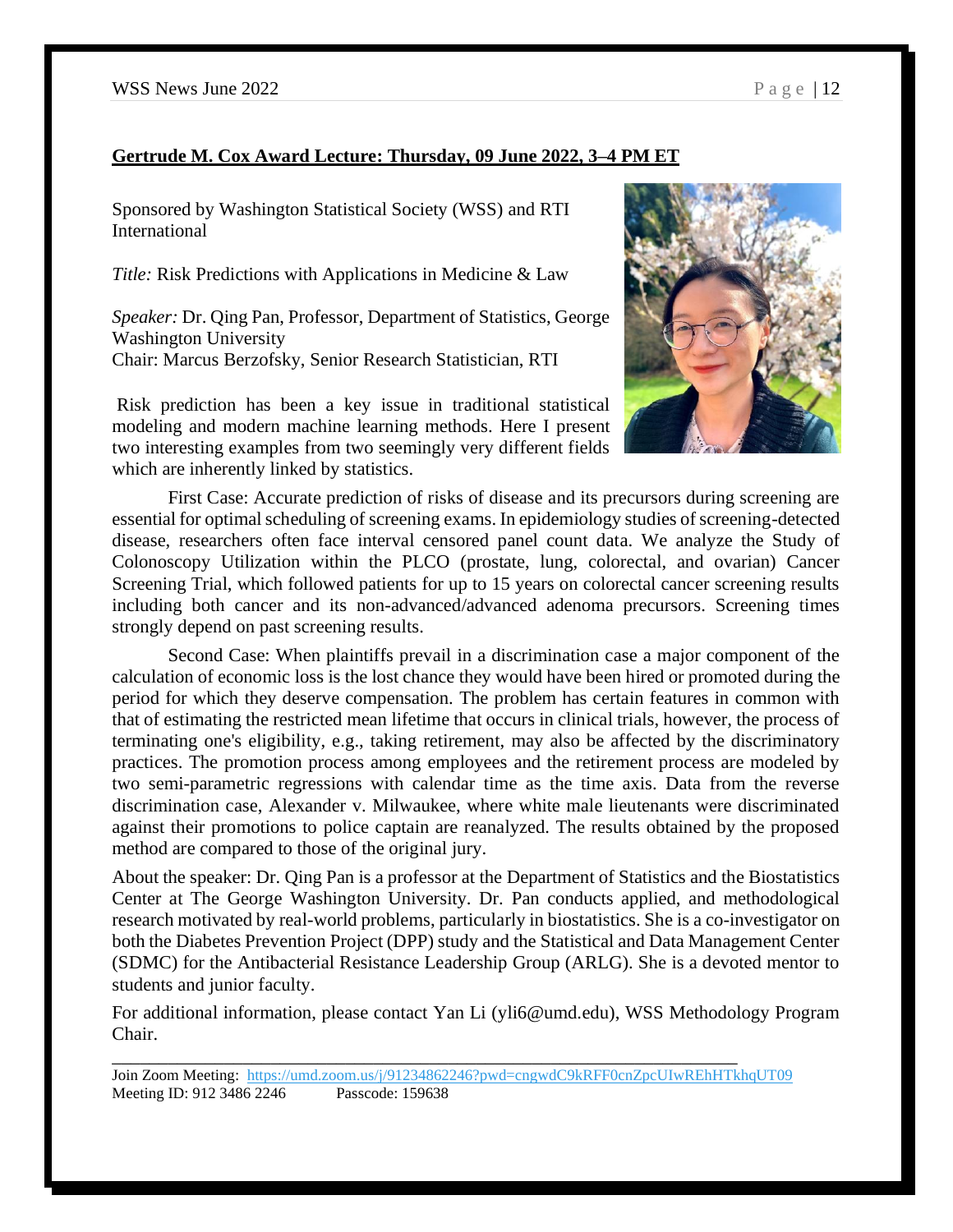**Gertrude M. Cox Award Lecture: Thursday, 09 June 2022, 3–4 PM ET**

Sponsored by Washington Statistical Society (WSS) and RTI International

*Title:* Risk Predictions with Applications in Medicine & Law

*Speaker:* Dr. Qing Pan, Professor, Department of Statistics, George Washington University
Chair: Marcus Berzofsky, Senior Research Statistician, RTI

Risk prediction has been a key issue in traditional statistical modeling and modern machine learning methods. Here I present two interesting examples from two seemingly very different fields which are inherently linked by statistics.

First Case: Accurate prediction of risks of disease and its precursors during screening are essential for optimal scheduling of screening exams. In epidemiology studies of screening-detected disease, researchers often face interval censored panel count data. We analyze the Study of Colonoscopy Utilization within the PLCO (prostate, lung, colorectal, and ovarian) Cancer Screening Trial, which followed patients for up to 15 years on colorectal cancer screening results including both cancer and its non-advanced/advanced adenoma precursors. Screening times strongly depend on past screening results.

Second Case: When plaintiffs prevail in a discrimination case a major component of the calculation of economic loss is the lost chance they would have been hired or promoted during the period for which they deserve compensation. The problem has certain features in common with that of estimating the restricted mean lifetime that occurs in clinical trials, however, the process of terminating one's eligibility, e.g., taking retirement, may also be affected by the discriminatory practices. The promotion process among employees and the retirement process are modeled by two semi-parametric regressions with calendar time as the time axis. Data from the reverse discrimination case, Alexander v. Milwaukee, where white male lieutenants were discriminated against their promotions to police captain are reanalyzed. The results obtained by the proposed method are compared to those of the original jury.

About the speaker: Dr. Qing Pan is a professor at the Department of Statistics and the Biostatistics Center at The George Washington University. Dr. Pan conducts applied, and methodological research motivated by real-world problems, particularly in biostatistics. She is a co-investigator on both the Diabetes Prevention Project (DPP) study and the Statistical and Data Management Center (SDMC) for the Antibacterial Resistance Leadership Group (ARLG). She is a devoted mentor to students and junior faculty.

For additional information, please contact Yan Li (yli6@umd.edu), WSS Methodology Program Chair.

---

Join Zoom Meeting: https://umd.zoom.us/j/91234862246?pwd=cngwdC9kRFF0cnZpcUIwREhHTkhqUT09
Meeting ID: 912 3486 2246 Passcode: 159638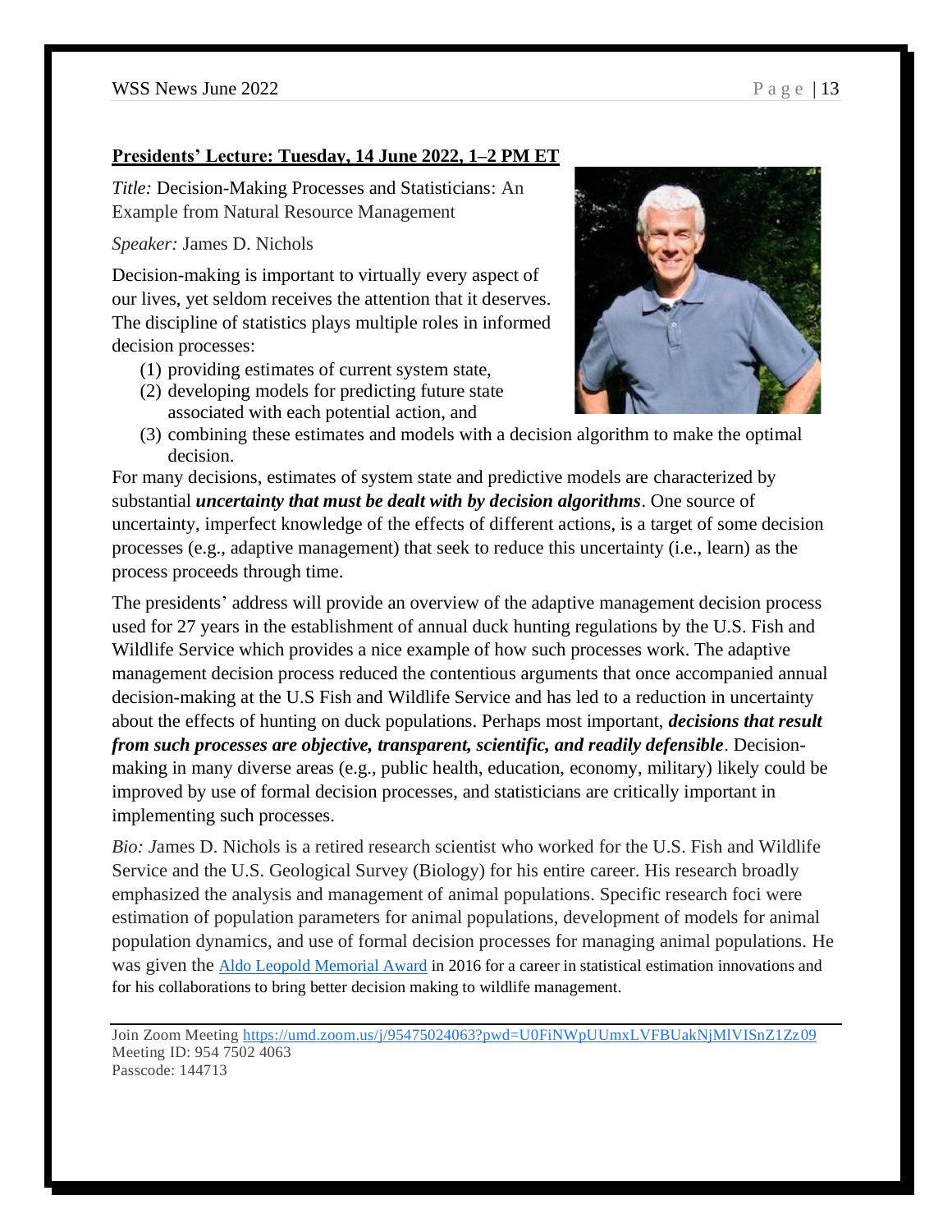**Presidents' Lecture: Tuesday, 14 June 2022, 1–2 PM ET**

*Title:* Decision-Making Processes and Statisticians: An Example from Natural Resource Management

*Speaker:* James D. Nichols

Decision-making is important to virtually every aspect of our lives, yet seldom receives the attention that it deserves. The discipline of statistics plays multiple roles in informed decision processes:

(1) providing estimates of current system state,
(2) developing models for predicting future state associated with each potential action, and
(3) combining these estimates and models with a decision algorithm to make the optimal decision.

For many decisions, estimates of system state and predictive models are characterized by substantial ***uncertainty that must be dealt with by decision algorithms***. One source of uncertainty, imperfect knowledge of the effects of different actions, is a target of some decision processes (e.g., adaptive management) that seek to reduce this uncertainty (i.e., learn) as the process proceeds through time.

The presidents' address will provide an overview of the adaptive management decision process used for 27 years in the establishment of annual duck hunting regulations by the U.S. Fish and Wildlife Service which provides a nice example of how such processes work. The adaptive management decision process reduced the contentious arguments that once accompanied annual decision-making at the U.S Fish and Wildlife Service and has led to a reduction in uncertainty about the effects of hunting on duck populations. Perhaps most important, ***decisions that result from such processes are objective, transparent, scientific, and readily defensible***. Decision-making in many diverse areas (e.g., public health, education, economy, military) likely could be improved by use of formal decision processes, and statisticians are critically important in implementing such processes.

*Bio:* James D. Nichols is a retired research scientist who worked for the U.S. Fish and Wildlife Service and the U.S. Geological Survey (Biology) for his entire career. His research broadly emphasized the analysis and management of animal populations. Specific research foci were estimation of population parameters for animal populations, development of models for animal population dynamics, and use of formal decision processes for managing animal populations. He was given the [Aldo Leopold Memorial Award] in 2016 for a career in statistical estimation innovations and for his collaborations to bring better decision making to wildlife management.

Join Zoom Meeting https://umd.zoom.us/j/95475024063?pwd=U0FiNWpUUmxLVFBUakNjMlVISnZ1Zz09
Meeting ID: 954 7502 4063
Passcode: 144713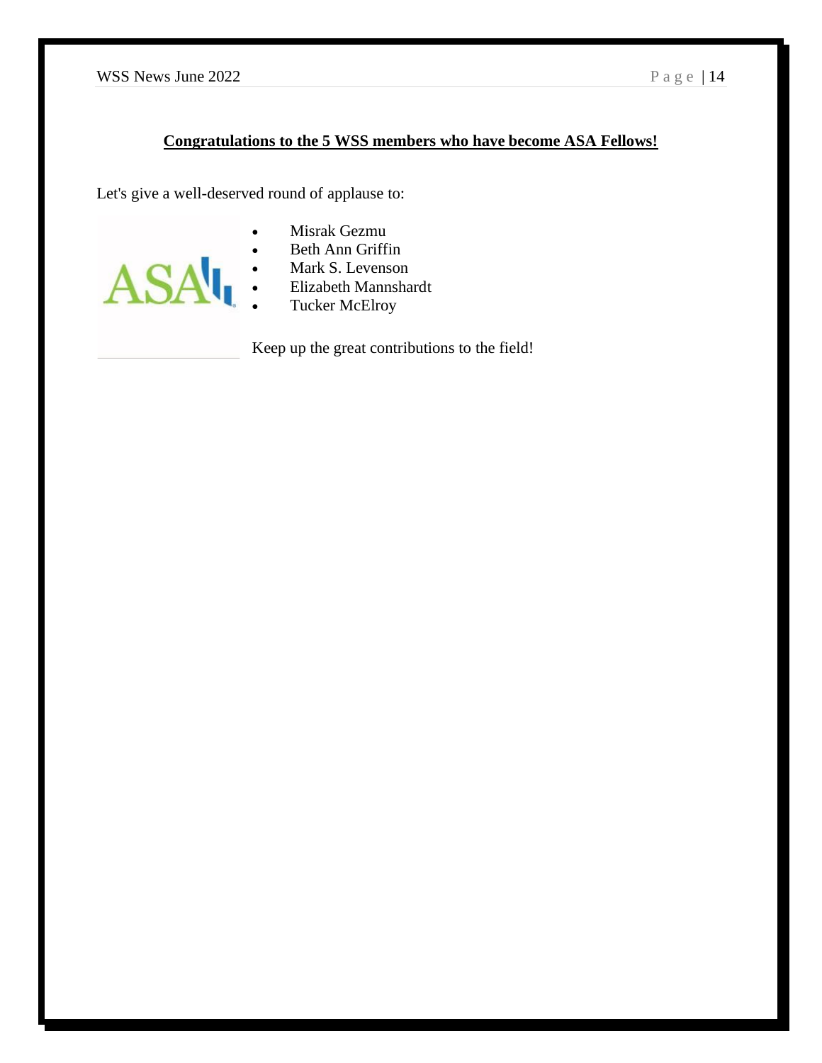## **Congratulations to the 5 WSS members who have become ASA Fellows!**

Let's give a well-deserved round of applause to:

- Misrak Gezmu
- Beth Ann Griffin
- Mark S. Levenson
- Elizabeth Mannshardt
- Tucker McElroy

Keep up the great contributions to the field!